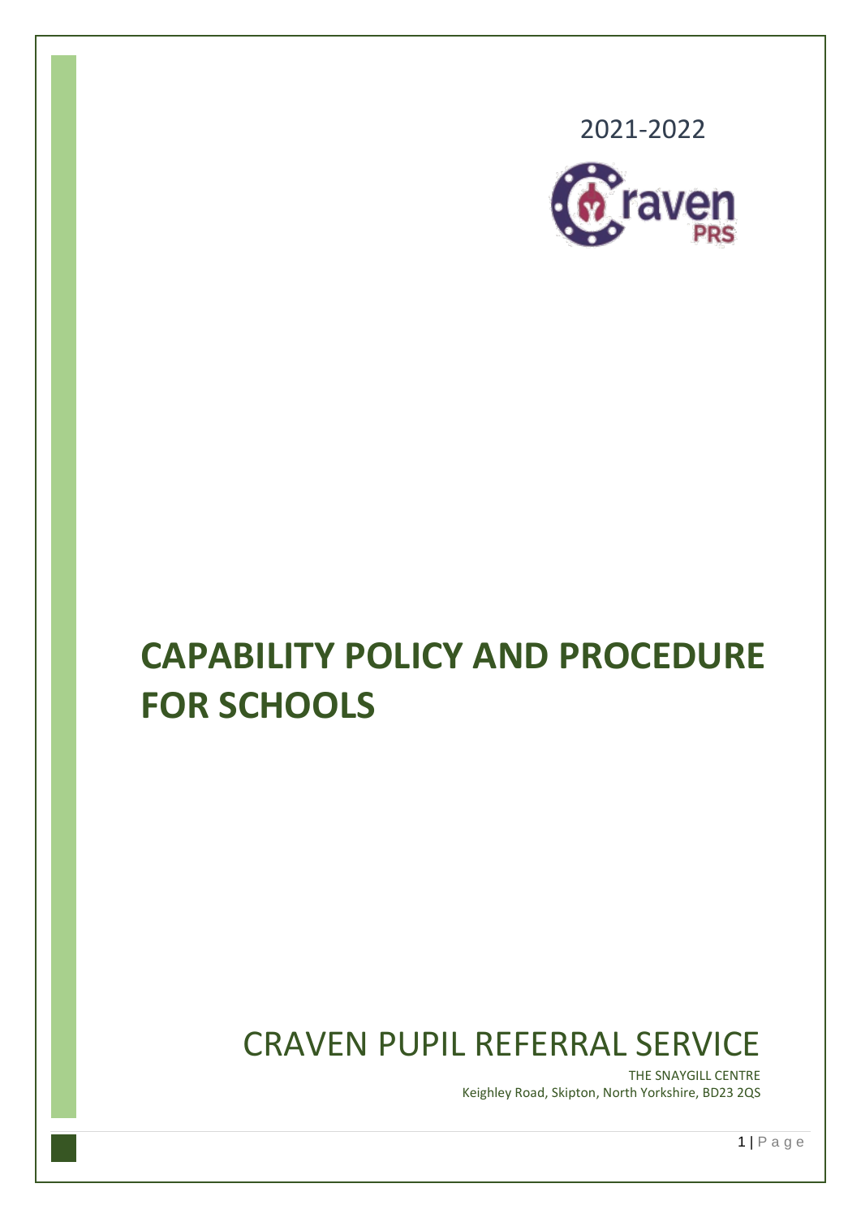2021-2022

# CAPABILITY POLICY AND PROCEDURE FOR SCHOOLS

## CRAVEN PUPIL REFERRAL SERVICE

THE SNAYGILL CENTRE
Keighley Road, Skipton, North Yorkshire, BD23 2QS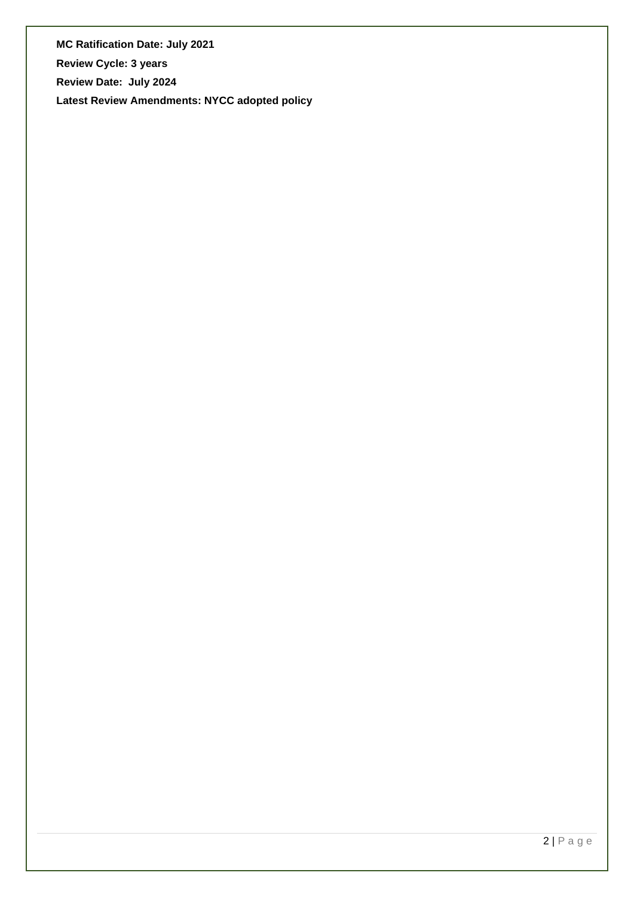**MC Ratification Date: July 2021**

**Review Cycle: 3 years**

**Review Date:  July 2024**

**Latest Review Amendments: NYCC adopted policy**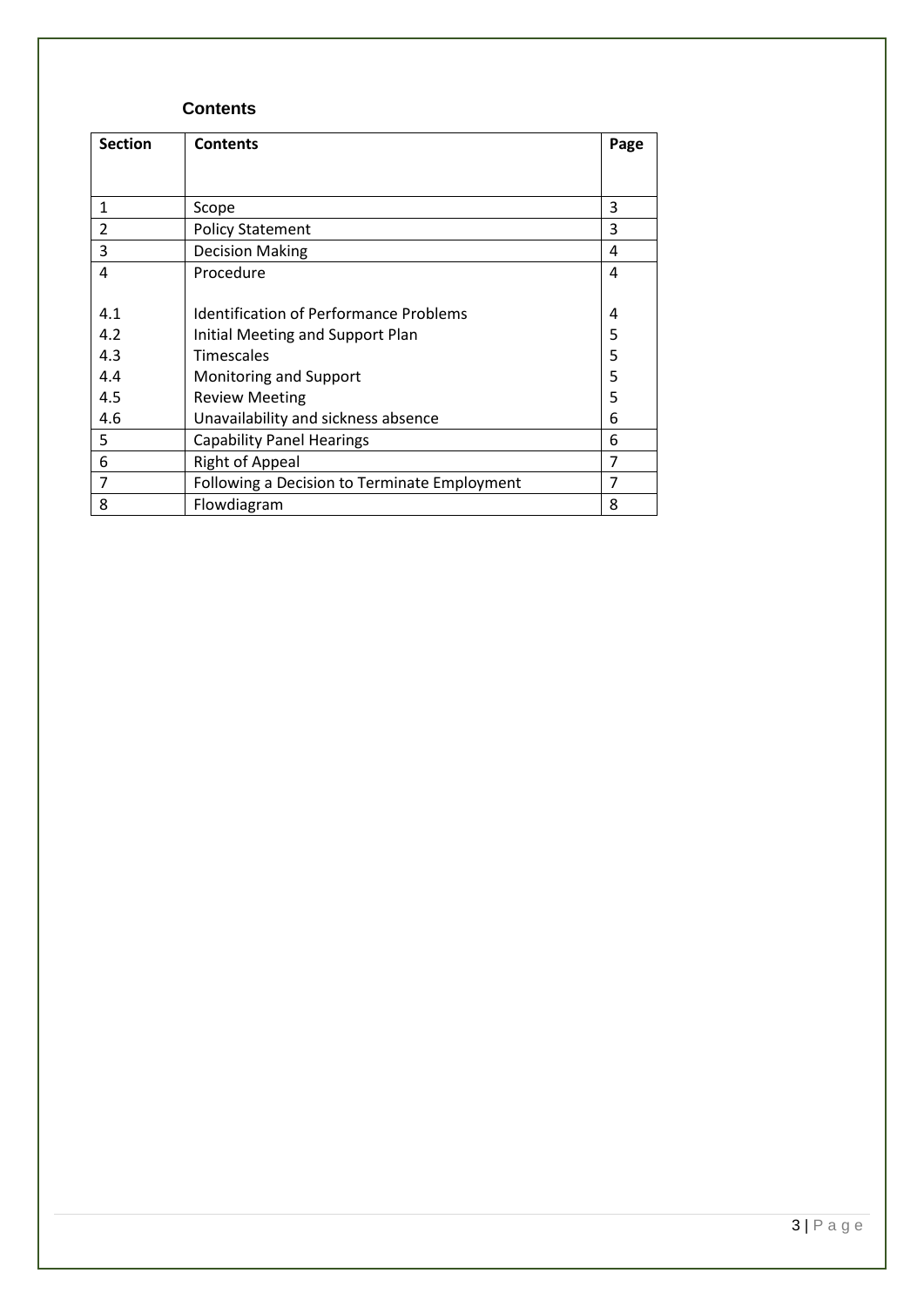## Contents

| Section | Contents | Page |
|---|---|---|
| 1 | Scope | 3 |
| 2 | Policy Statement | 3 |
| 3 | Decision Making | 4 |
| 4 | Procedure | 4 |
| 4.1 | Identification of Performance Problems | 4 |
| 4.2 | Initial Meeting and Support Plan | 5 |
| 4.3 | Timescales | 5 |
| 4.4 | Monitoring and Support | 5 |
| 4.5 | Review Meeting | 5 |
| 4.6 | Unavailability and sickness absence | 6 |
| 5 | Capability Panel Hearings | 6 |
| 6 | Right of Appeal | 7 |
| 7 | Following a Decision to Terminate Employment | 7 |
| 8 | Flowdiagram | 8 |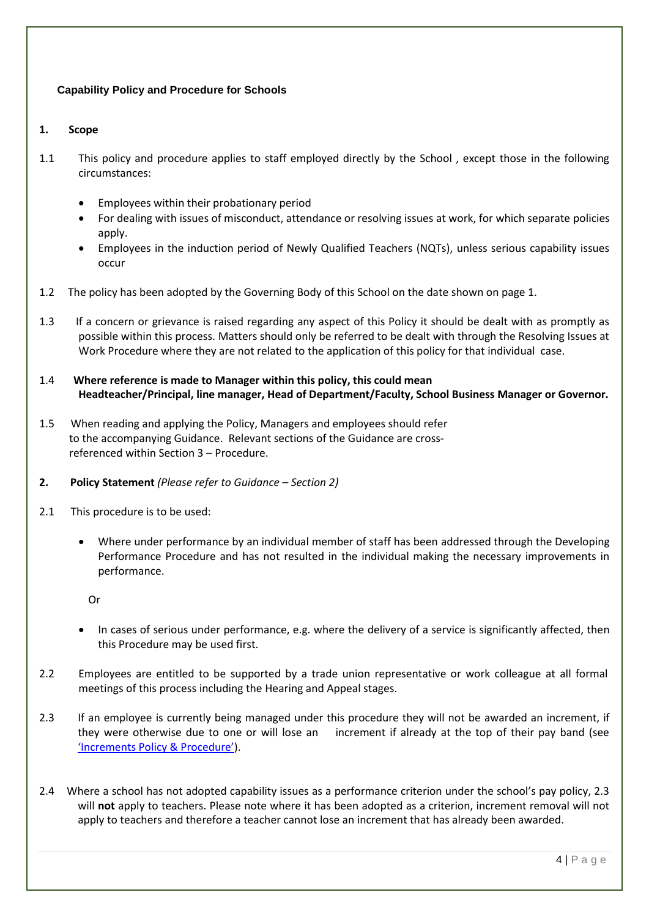## Capability Policy and Procedure for Schools

### 1. Scope

1.1 This policy and procedure applies to staff employed directly by the School , except those in the following circumstances:

- Employees within their probationary period
- For dealing with issues of misconduct, attendance or resolving issues at work, for which separate policies apply.
- Employees in the induction period of Newly Qualified Teachers (NQTs), unless serious capability issues occur

1.2 The policy has been adopted by the Governing Body of this School on the date shown on page 1.

1.3 If a concern or grievance is raised regarding any aspect of this Policy it should be dealt with as promptly as possible within this process. Matters should only be referred to be dealt with through the Resolving Issues at Work Procedure where they are not related to the application of this policy for that individual case.

1.4 **Where reference is made to Manager within this policy, this could mean Headteacher/Principal, line manager, Head of Department/Faculty, School Business Manager or Governor.**

1.5 When reading and applying the Policy, Managers and employees should refer to the accompanying Guidance. Relevant sections of the Guidance are cross-referenced within Section 3 – Procedure.

### 2. Policy Statement *(Please refer to Guidance – Section 2)*

2.1 This procedure is to be used:

- Where under performance by an individual member of staff has been addressed through the Developing Performance Procedure and has not resulted in the individual making the necessary improvements in performance.

  Or

- In cases of serious under performance, e.g. where the delivery of a service is significantly affected, then this Procedure may be used first.

2.2 Employees are entitled to be supported by a trade union representative or work colleague at all formal meetings of this process including the Hearing and Appeal stages.

2.3 If an employee is currently being managed under this procedure they will not be awarded an increment, if they were otherwise due to one or will lose an increment if already at the top of their pay band (see 'Increments Policy & Procedure').

2.4 Where a school has not adopted capability issues as a performance criterion under the school's pay policy, 2.3 will **not** apply to teachers. Please note where it has been adopted as a criterion, increment removal will not apply to teachers and therefore a teacher cannot lose an increment that has already been awarded.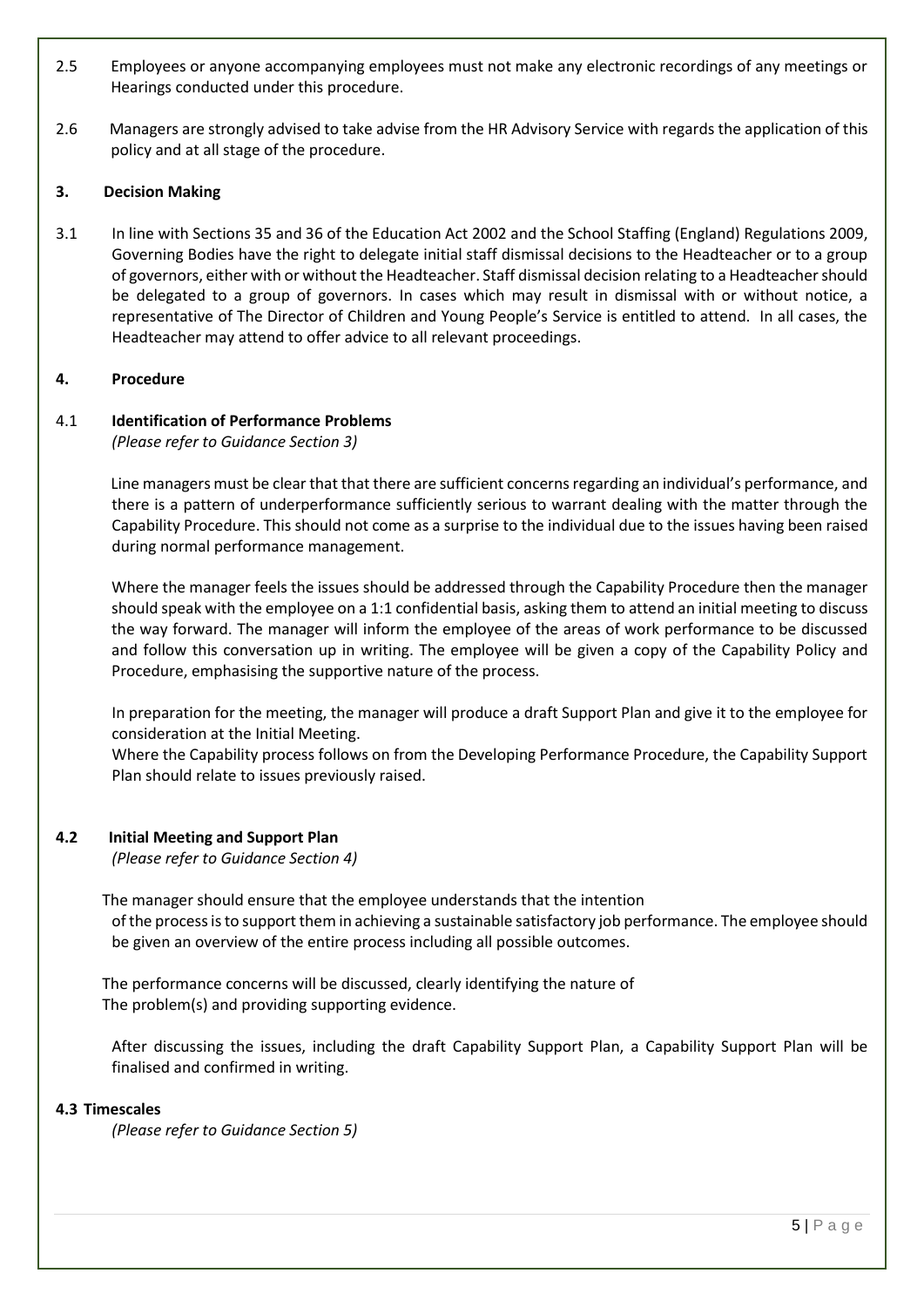2.5 Employees or anyone accompanying employees must not make any electronic recordings of any meetings or Hearings conducted under this procedure.

2.6 Managers are strongly advised to take advise from the HR Advisory Service with regards the application of this policy and at all stage of the procedure.

## 3. Decision Making

3.1 In line with Sections 35 and 36 of the Education Act 2002 and the School Staffing (England) Regulations 2009, Governing Bodies have the right to delegate initial staff dismissal decisions to the Headteacher or to a group of governors, either with or without the Headteacher. Staff dismissal decision relating to a Headteacher should be delegated to a group of governors. In cases which may result in dismissal with or without notice, a representative of The Director of Children and Young People's Service is entitled to attend. In all cases, the Headteacher may attend to offer advice to all relevant proceedings.

## 4. Procedure

### 4.1 Identification of Performance Problems

*(Please refer to Guidance Section 3)*

Line managers must be clear that that there are sufficient concerns regarding an individual's performance, and there is a pattern of underperformance sufficiently serious to warrant dealing with the matter through the Capability Procedure. This should not come as a surprise to the individual due to the issues having been raised during normal performance management.

Where the manager feels the issues should be addressed through the Capability Procedure then the manager should speak with the employee on a 1:1 confidential basis, asking them to attend an initial meeting to discuss the way forward. The manager will inform the employee of the areas of work performance to be discussed and follow this conversation up in writing. The employee will be given a copy of the Capability Policy and Procedure, emphasising the supportive nature of the process.

In preparation for the meeting, the manager will produce a draft Support Plan and give it to the employee for consideration at the Initial Meeting.
Where the Capability process follows on from the Developing Performance Procedure, the Capability Support Plan should relate to issues previously raised.

### 4.2 Initial Meeting and Support Plan

*(Please refer to Guidance Section 4)*

The manager should ensure that the employee understands that the intention of the process is to support them in achieving a sustainable satisfactory job performance. The employee should be given an overview of the entire process including all possible outcomes.

The performance concerns will be discussed, clearly identifying the nature of The problem(s) and providing supporting evidence.

After discussing the issues, including the draft Capability Support Plan, a Capability Support Plan will be finalised and confirmed in writing.

### 4.3 Timescales

*(Please refer to Guidance Section 5)*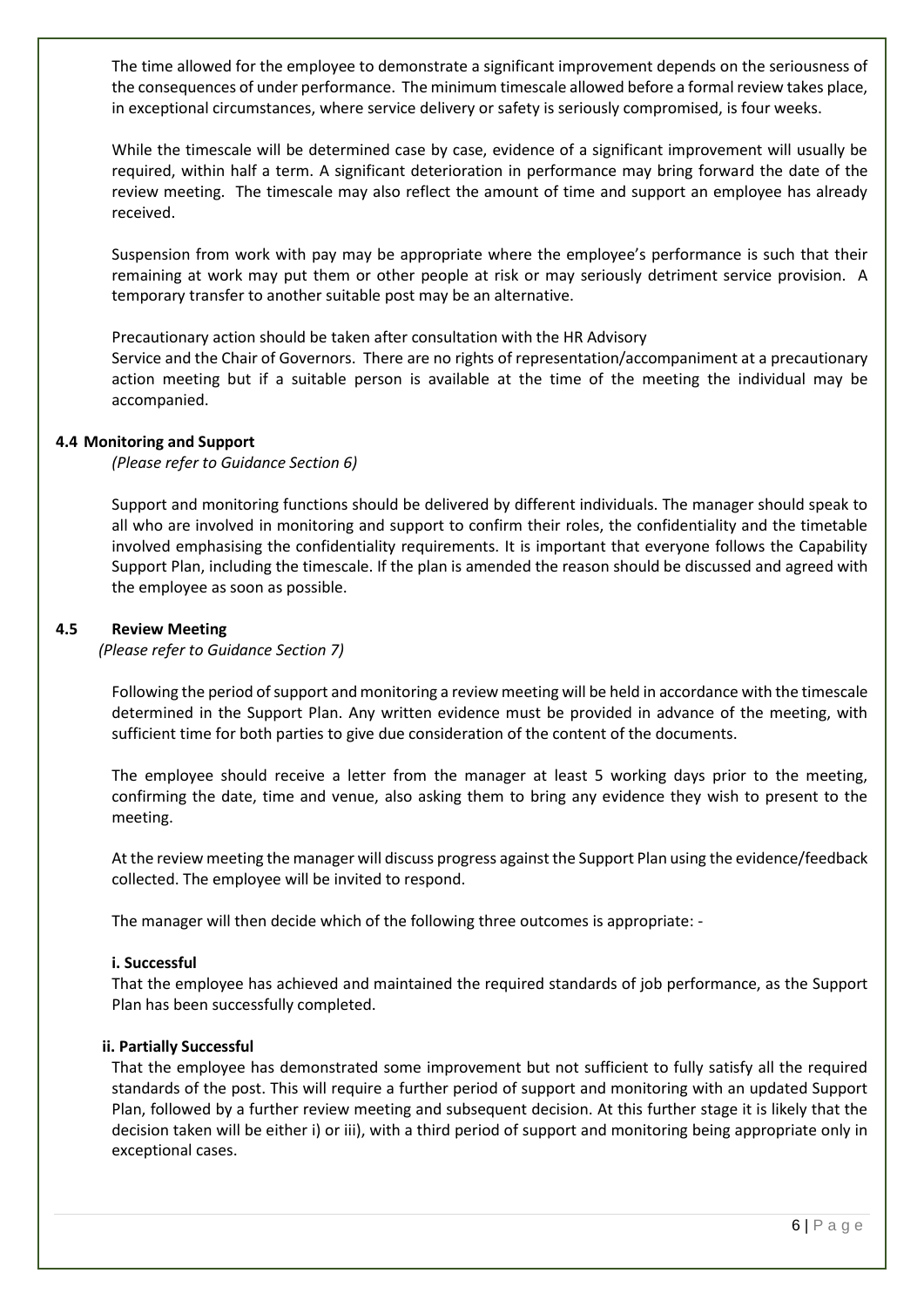The time allowed for the employee to demonstrate a significant improvement depends on the seriousness of the consequences of under performance. The minimum timescale allowed before a formal review takes place, in exceptional circumstances, where service delivery or safety is seriously compromised, is four weeks.

While the timescale will be determined case by case, evidence of a significant improvement will usually be required, within half a term. A significant deterioration in performance may bring forward the date of the review meeting. The timescale may also reflect the amount of time and support an employee has already received.

Suspension from work with pay may be appropriate where the employee's performance is such that their remaining at work may put them or other people at risk or may seriously detriment service provision. A temporary transfer to another suitable post may be an alternative.

Precautionary action should be taken after consultation with the HR Advisory Service and the Chair of Governors. There are no rights of representation/accompaniment at a precautionary action meeting but if a suitable person is available at the time of the meeting the individual may be accompanied.

### 4.4 Monitoring and Support

*(Please refer to Guidance Section 6)*

Support and monitoring functions should be delivered by different individuals. The manager should speak to all who are involved in monitoring and support to confirm their roles, the confidentiality and the timetable involved emphasising the confidentiality requirements. It is important that everyone follows the Capability Support Plan, including the timescale. If the plan is amended the reason should be discussed and agreed with the employee as soon as possible.

### 4.5 Review Meeting

*(Please refer to Guidance Section 7)*

Following the period of support and monitoring a review meeting will be held in accordance with the timescale determined in the Support Plan. Any written evidence must be provided in advance of the meeting, with sufficient time for both parties to give due consideration of the content of the documents.

The employee should receive a letter from the manager at least 5 working days prior to the meeting, confirming the date, time and venue, also asking them to bring any evidence they wish to present to the meeting.

At the review meeting the manager will discuss progress against the Support Plan using the evidence/feedback collected. The employee will be invited to respond.

The manager will then decide which of the following three outcomes is appropriate: -

**i. Successful**

That the employee has achieved and maintained the required standards of job performance, as the Support Plan has been successfully completed.

**ii. Partially Successful**

That the employee has demonstrated some improvement but not sufficient to fully satisfy all the required standards of the post. This will require a further period of support and monitoring with an updated Support Plan, followed by a further review meeting and subsequent decision. At this further stage it is likely that the decision taken will be either i) or iii), with a third period of support and monitoring being appropriate only in exceptional cases.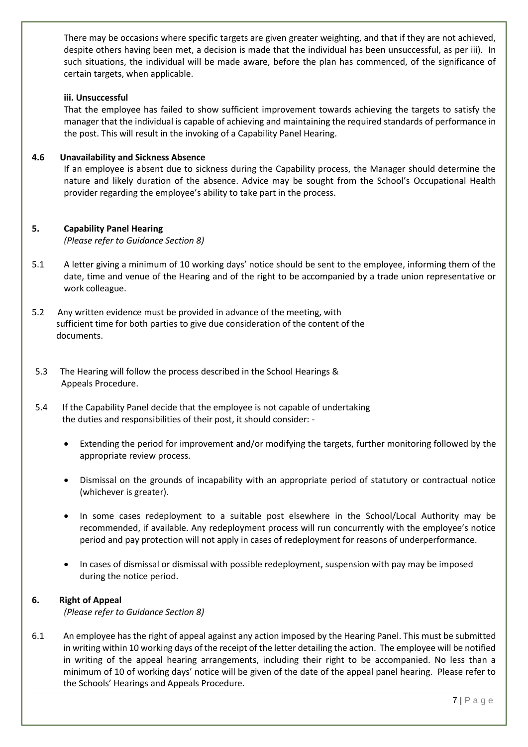There may be occasions where specific targets are given greater weighting, and that if they are not achieved, despite others having been met, a decision is made that the individual has been unsuccessful, as per iii). In such situations, the individual will be made aware, before the plan has commenced, of the significance of certain targets, when applicable.

**iii. Unsuccessful**

That the employee has failed to show sufficient improvement towards achieving the targets to satisfy the manager that the individual is capable of achieving and maintaining the required standards of performance in the post. This will result in the invoking of a Capability Panel Hearing.

**4.6 Unavailability and Sickness Absence**

If an employee is absent due to sickness during the Capability process, the Manager should determine the nature and likely duration of the absence. Advice may be sought from the School's Occupational Health provider regarding the employee's ability to take part in the process.

## 5. Capability Panel Hearing

*(Please refer to Guidance Section 8)*

5.1 A letter giving a minimum of 10 working days' notice should be sent to the employee, informing them of the date, time and venue of the Hearing and of the right to be accompanied by a trade union representative or work colleague.

5.2 Any written evidence must be provided in advance of the meeting, with sufficient time for both parties to give due consideration of the content of the documents.

5.3 The Hearing will follow the process described in the School Hearings & Appeals Procedure.

5.4 If the Capability Panel decide that the employee is not capable of undertaking the duties and responsibilities of their post, it should consider: -

- Extending the period for improvement and/or modifying the targets, further monitoring followed by the appropriate review process.
- Dismissal on the grounds of incapability with an appropriate period of statutory or contractual notice (whichever is greater).
- In some cases redeployment to a suitable post elsewhere in the School/Local Authority may be recommended, if available. Any redeployment process will run concurrently with the employee's notice period and pay protection will not apply in cases of redeployment for reasons of underperformance.
- In cases of dismissal or dismissal with possible redeployment, suspension with pay may be imposed during the notice period.

## 6. Right of Appeal

*(Please refer to Guidance Section 8)*

6.1 An employee has the right of appeal against any action imposed by the Hearing Panel. This must be submitted in writing within 10 working days of the receipt of the letter detailing the action. The employee will be notified in writing of the appeal hearing arrangements, including their right to be accompanied. No less than a minimum of 10 of working days' notice will be given of the date of the appeal panel hearing. Please refer to the Schools' Hearings and Appeals Procedure.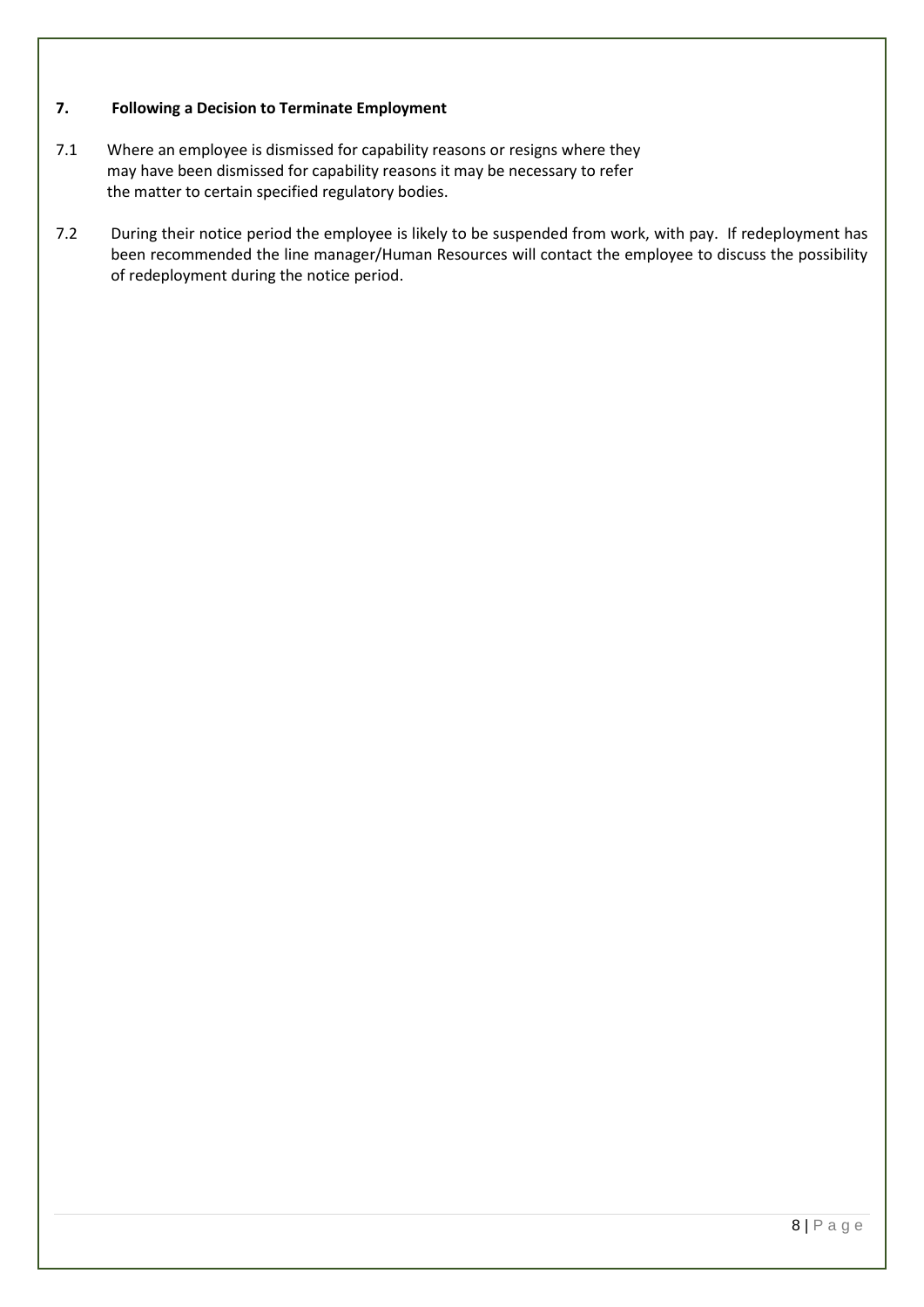## 7. Following a Decision to Terminate Employment

7.1 Where an employee is dismissed for capability reasons or resigns where they may have been dismissed for capability reasons it may be necessary to refer the matter to certain specified regulatory bodies.

7.2 During their notice period the employee is likely to be suspended from work, with pay. If redeployment has been recommended the line manager/Human Resources will contact the employee to discuss the possibility of redeployment during the notice period.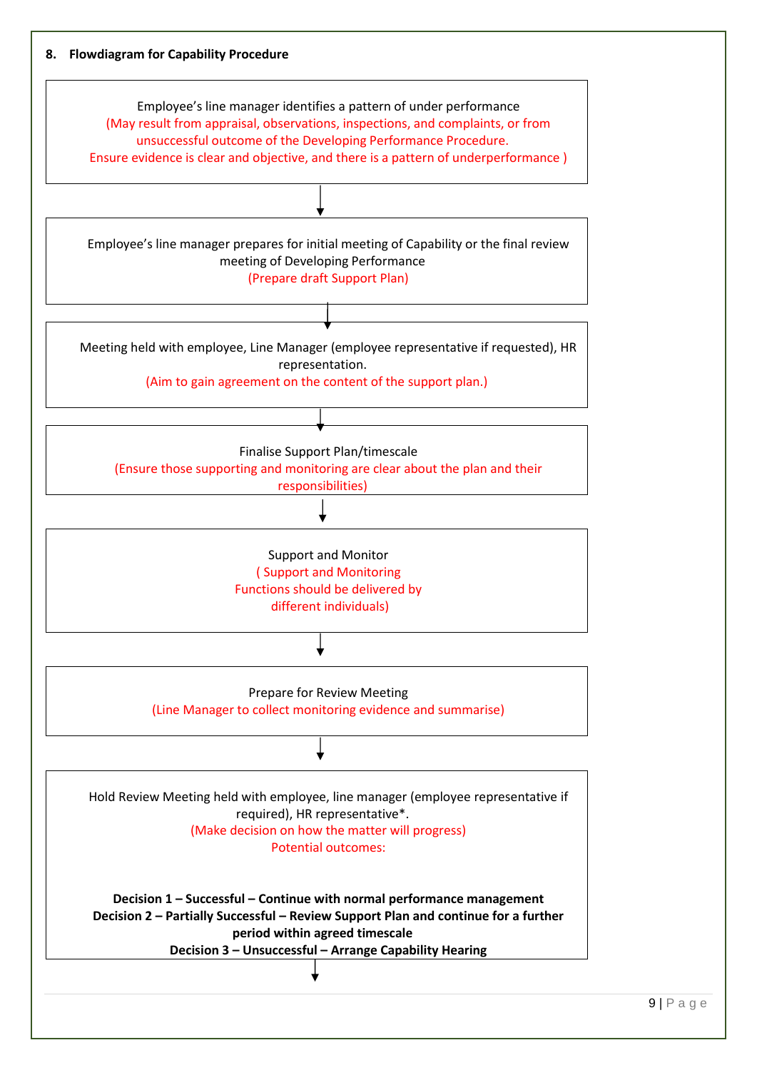## 8. Flowdiagram for Capability Procedure

Employee's line manager identifies a pattern of under performance
(May result from appraisal, observations, inspections, and complaints, or from unsuccessful outcome of the Developing Performance Procedure.
Ensure evidence is clear and objective, and there is a pattern of underperformance )

↓

Employee's line manager prepares for initial meeting of Capability or the final review meeting of Developing Performance
(Prepare draft Support Plan)

↓

Meeting held with employee, Line Manager (employee representative if requested), HR representation.
(Aim to gain agreement on the content of the support plan.)

↓

Finalise Support Plan/timescale
(Ensure those supporting and monitoring are clear about the plan and their responsibilities)

↓

Support and Monitor
( Support and Monitoring Functions should be delivered by different individuals)

↓

Prepare for Review Meeting
(Line Manager to collect monitoring evidence and summarise)

↓

Hold Review Meeting held with employee, line manager (employee representative if required), HR representative*.
(Make decision on how the matter will progress)
Potential outcomes:

**Decision 1 – Successful – Continue with normal performance management**
**Decision 2 – Partially Successful – Review Support Plan and continue for a further period within agreed timescale**
**Decision 3 – Unsuccessful – Arrange Capability Hearing**

↓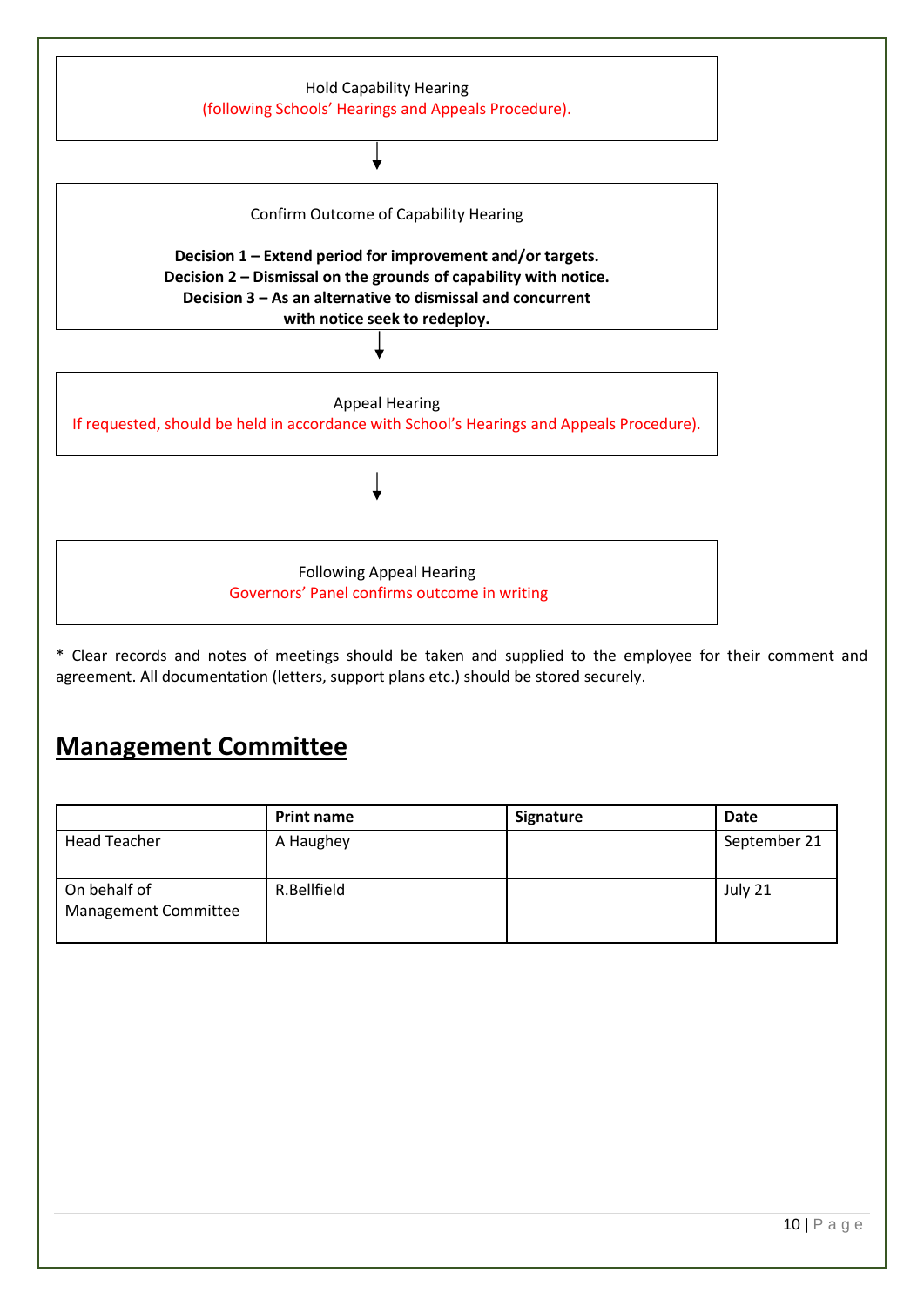Hold Capability Hearing
(following Schools' Hearings and Appeals Procedure).

↓

Confirm Outcome of Capability Hearing

**Decision 1 – Extend period for improvement and/or targets.**
**Decision 2 – Dismissal on the grounds of capability with notice.**
**Decision 3 – As an alternative to dismissal and concurrent with notice seek to redeploy.**

↓

Appeal Hearing
If requested, should be held in accordance with School's Hearings and Appeals Procedure).

↓

Following Appeal Hearing
Governors' Panel confirms outcome in writing

* Clear records and notes of meetings should be taken and supplied to the employee for their comment and agreement. All documentation (letters, support plans etc.) should be stored securely.

## Management Committee

| | Print name | Signature | Date |
|---|---|---|---|
| Head Teacher | A Haughey | | September 21 |
| On behalf of Management Committee | R.Bellfield | | July 21 |